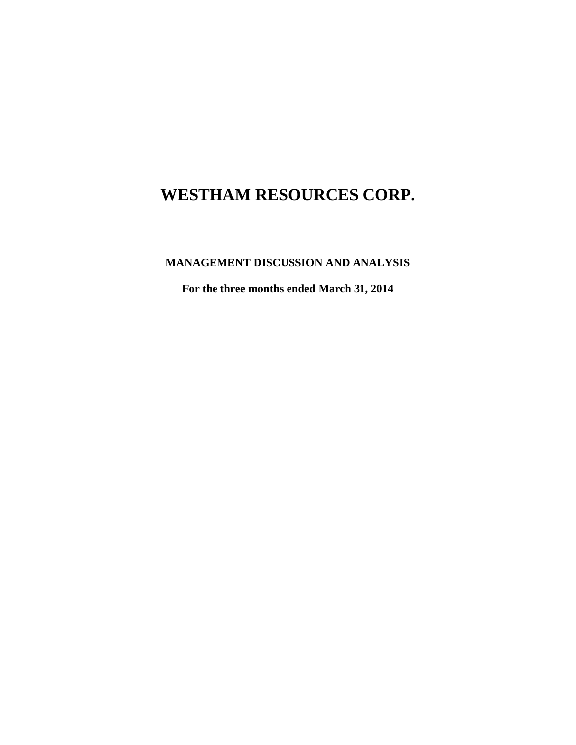# WESTHAM RESOURCES CORP.

## MANAGEMENT DISCUSSION AND ANALYSIS

**For the three months ended March 31, 2014**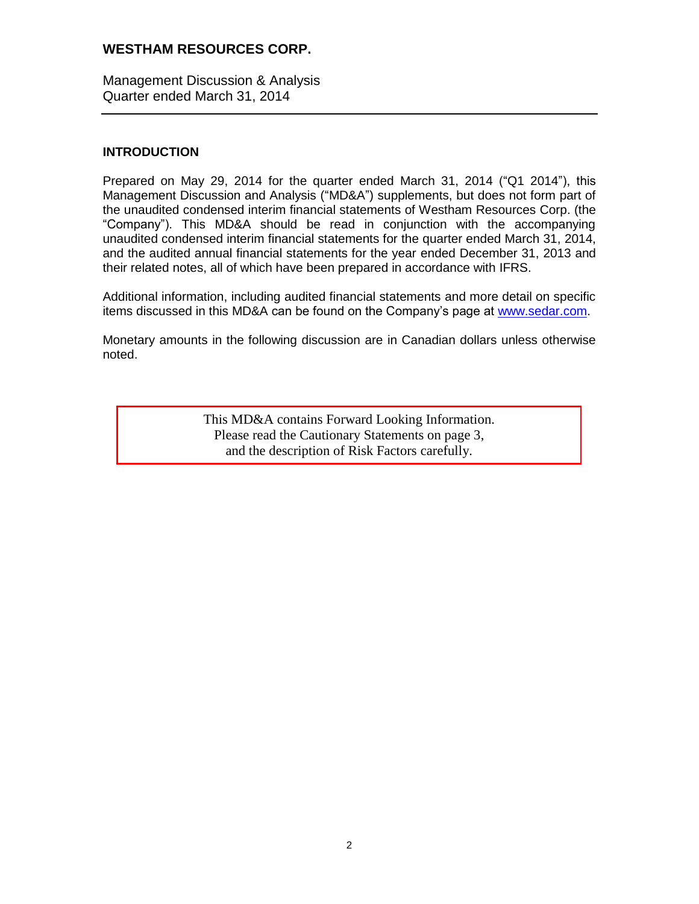# WESTHAM RESOURCES CORP.

Management Discussion & Analysis
Quarter ended March 31, 2014

## INTRODUCTION

Prepared on May 29, 2014 for the quarter ended March 31, 2014 ("Q1 2014"), this Management Discussion and Analysis ("MD&A") supplements, but does not form part of the unaudited condensed interim financial statements of Westham Resources Corp. (the "Company"). This MD&A should be read in conjunction with the accompanying unaudited condensed interim financial statements for the quarter ended March 31, 2014, and the audited annual financial statements for the year ended December 31, 2013 and their related notes, all of which have been prepared in accordance with IFRS.

Additional information, including audited financial statements and more detail on specific items discussed in this MD&A can be found on the Company's page at www.sedar.com.

Monetary amounts in the following discussion are in Canadian dollars unless otherwise noted.

This MD&A contains Forward Looking Information.
Please read the Cautionary Statements on page 3,
and the description of Risk Factors carefully.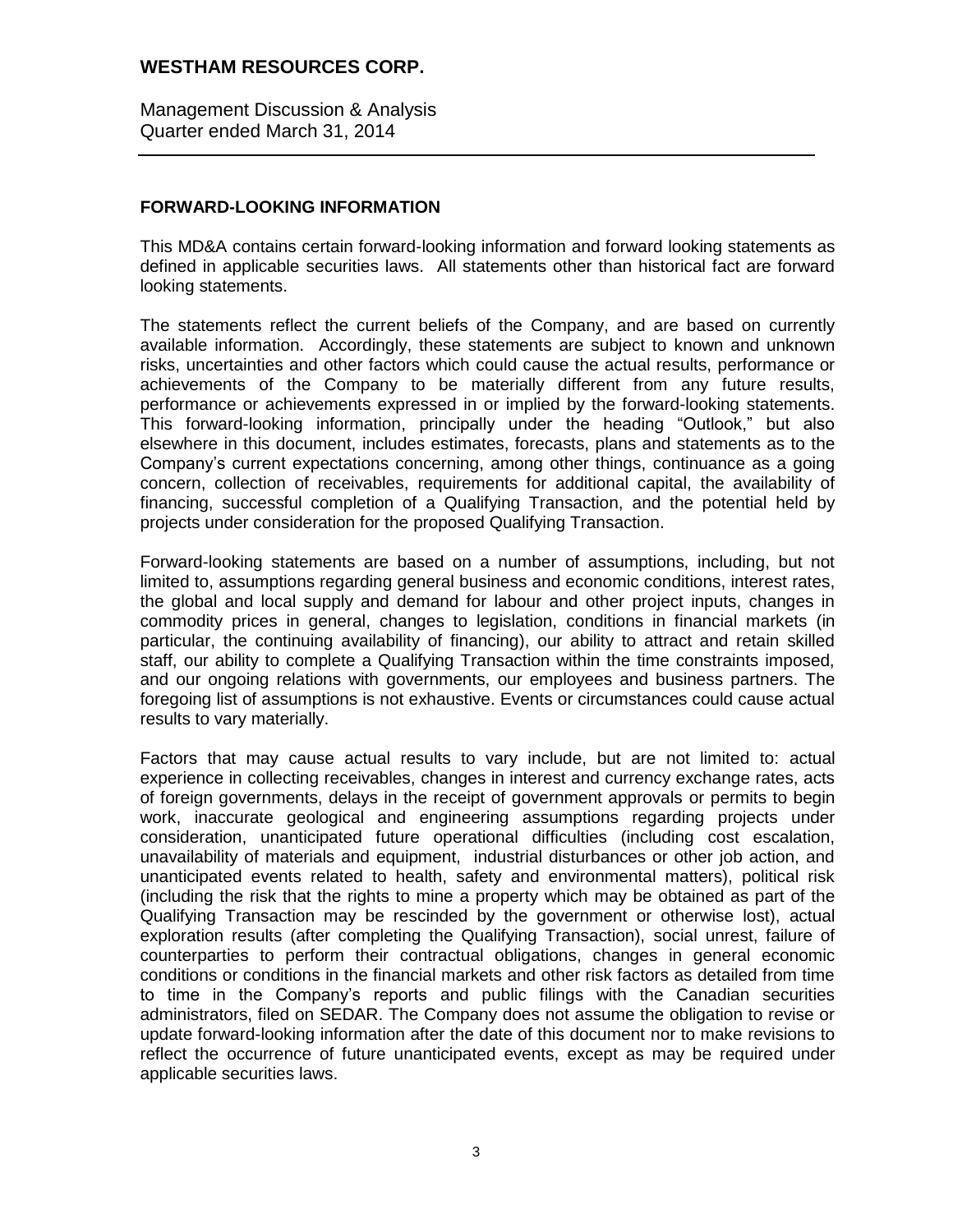## FORWARD-LOOKING INFORMATION

This MD&A contains certain forward-looking information and forward looking statements as defined in applicable securities laws. All statements other than historical fact are forward looking statements.

The statements reflect the current beliefs of the Company, and are based on currently available information. Accordingly, these statements are subject to known and unknown risks, uncertainties and other factors which could cause the actual results, performance or achievements of the Company to be materially different from any future results, performance or achievements expressed in or implied by the forward-looking statements. This forward-looking information, principally under the heading "Outlook," but also elsewhere in this document, includes estimates, forecasts, plans and statements as to the Company's current expectations concerning, among other things, continuance as a going concern, collection of receivables, requirements for additional capital, the availability of financing, successful completion of a Qualifying Transaction, and the potential held by projects under consideration for the proposed Qualifying Transaction.

Forward-looking statements are based on a number of assumptions, including, but not limited to, assumptions regarding general business and economic conditions, interest rates, the global and local supply and demand for labour and other project inputs, changes in commodity prices in general, changes to legislation, conditions in financial markets (in particular, the continuing availability of financing), our ability to attract and retain skilled staff, our ability to complete a Qualifying Transaction within the time constraints imposed, and our ongoing relations with governments, our employees and business partners. The foregoing list of assumptions is not exhaustive. Events or circumstances could cause actual results to vary materially.

Factors that may cause actual results to vary include, but are not limited to: actual experience in collecting receivables, changes in interest and currency exchange rates, acts of foreign governments, delays in the receipt of government approvals or permits to begin work, inaccurate geological and engineering assumptions regarding projects under consideration, unanticipated future operational difficulties (including cost escalation, unavailability of materials and equipment, industrial disturbances or other job action, and unanticipated events related to health, safety and environmental matters), political risk (including the risk that the rights to mine a property which may be obtained as part of the Qualifying Transaction may be rescinded by the government or otherwise lost), actual exploration results (after completing the Qualifying Transaction), social unrest, failure of counterparties to perform their contractual obligations, changes in general economic conditions or conditions in the financial markets and other risk factors as detailed from time to time in the Company's reports and public filings with the Canadian securities administrators, filed on SEDAR. The Company does not assume the obligation to revise or update forward-looking information after the date of this document nor to make revisions to reflect the occurrence of future unanticipated events, except as may be required under applicable securities laws.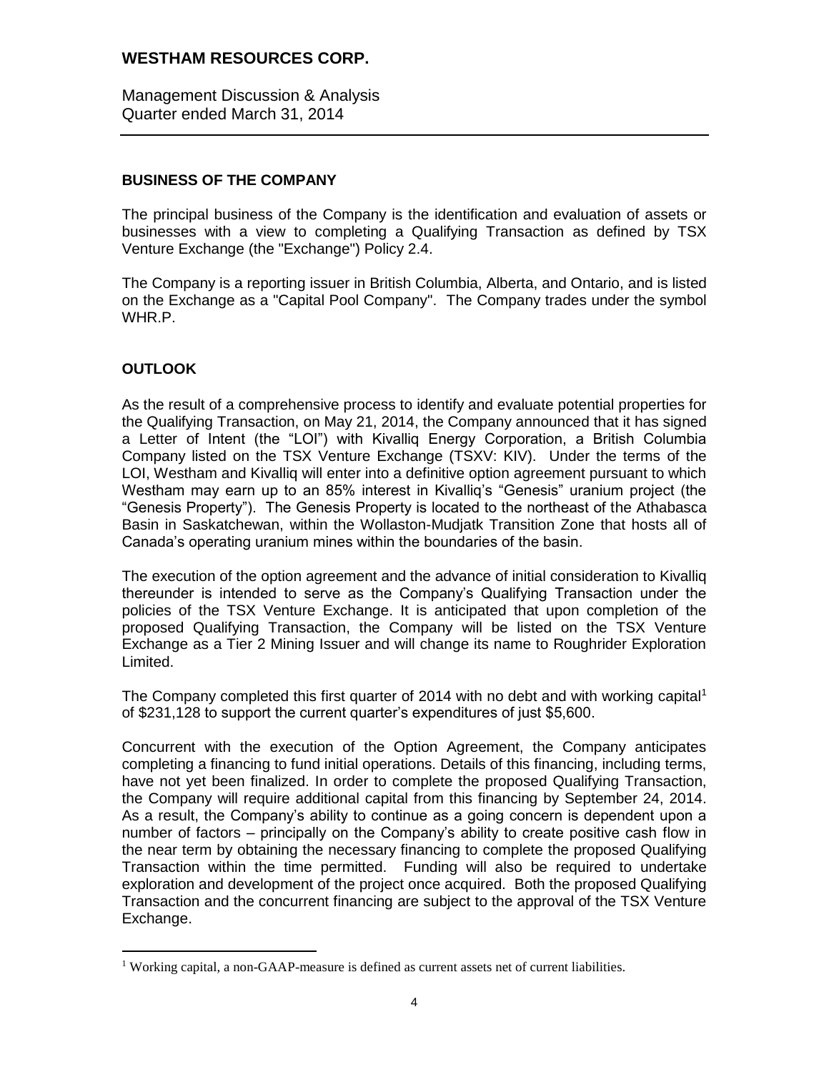# WESTHAM RESOURCES CORP.

Management Discussion & Analysis
Quarter ended March 31, 2014

## BUSINESS OF THE COMPANY

The principal business of the Company is the identification and evaluation of assets or businesses with a view to completing a Qualifying Transaction as defined by TSX Venture Exchange (the "Exchange") Policy 2.4.

The Company is a reporting issuer in British Columbia, Alberta, and Ontario, and is listed on the Exchange as a "Capital Pool Company". The Company trades under the symbol WHR.P.

## OUTLOOK

As the result of a comprehensive process to identify and evaluate potential properties for the Qualifying Transaction, on May 21, 2014, the Company announced that it has signed a Letter of Intent (the "LOI") with Kivalliq Energy Corporation, a British Columbia Company listed on the TSX Venture Exchange (TSXV: KIV). Under the terms of the LOI, Westham and Kivalliq will enter into a definitive option agreement pursuant to which Westham may earn up to an 85% interest in Kivalliq's "Genesis" uranium project (the "Genesis Property"). The Genesis Property is located to the northeast of the Athabasca Basin in Saskatchewan, within the Wollaston-Mudjatk Transition Zone that hosts all of Canada's operating uranium mines within the boundaries of the basin.

The execution of the option agreement and the advance of initial consideration to Kivalliq thereunder is intended to serve as the Company's Qualifying Transaction under the policies of the TSX Venture Exchange. It is anticipated that upon completion of the proposed Qualifying Transaction, the Company will be listed on the TSX Venture Exchange as a Tier 2 Mining Issuer and will change its name to Roughrider Exploration Limited.

The Company completed this first quarter of 2014 with no debt and with working capital[1] of $231,128 to support the current quarter's expenditures of just $5,600.

Concurrent with the execution of the Option Agreement, the Company anticipates completing a financing to fund initial operations. Details of this financing, including terms, have not yet been finalized. In order to complete the proposed Qualifying Transaction, the Company will require additional capital from this financing by September 24, 2014. As a result, the Company's ability to continue as a going concern is dependent upon a number of factors – principally on the Company's ability to create positive cash flow in the near term by obtaining the necessary financing to complete the proposed Qualifying Transaction within the time permitted. Funding will also be required to undertake exploration and development of the project once acquired. Both the proposed Qualifying Transaction and the concurrent financing are subject to the approval of the TSX Venture Exchange.

---

[1] Working capital, a non-GAAP-measure is defined as current assets net of current liabilities.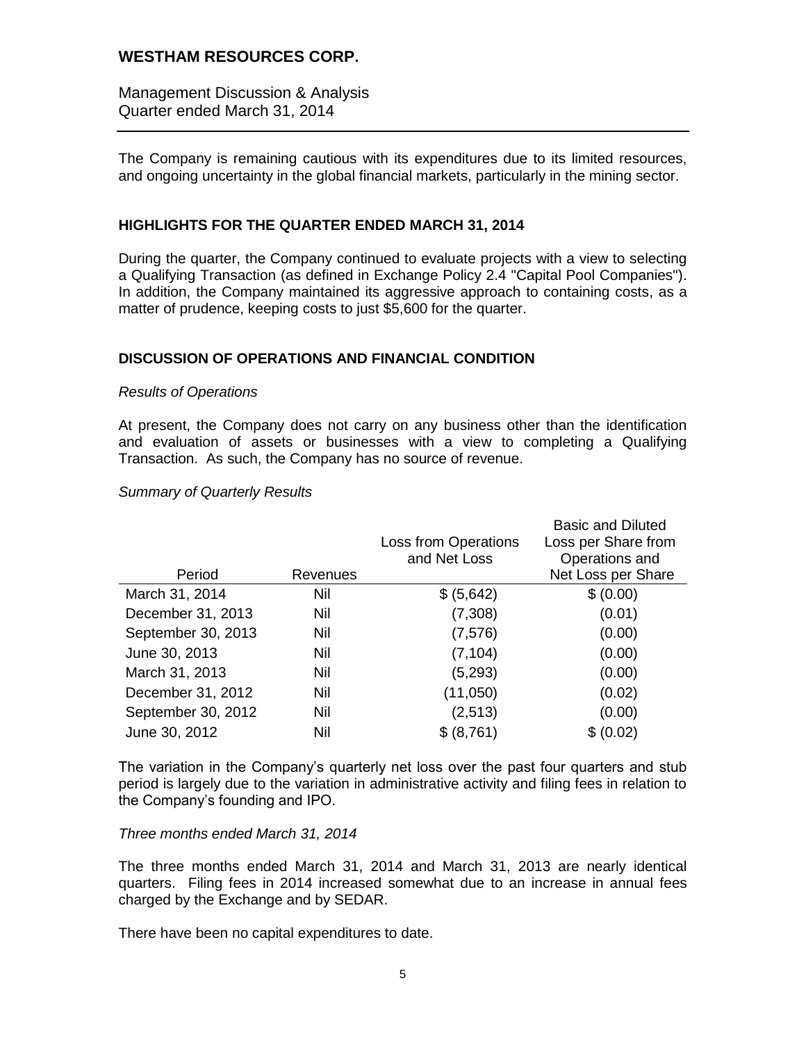The Company is remaining cautious with its expenditures due to its limited resources, and ongoing uncertainty in the global financial markets, particularly in the mining sector.

## HIGHLIGHTS FOR THE QUARTER ENDED MARCH 31, 2014

During the quarter, the Company continued to evaluate projects with a view to selecting a Qualifying Transaction (as defined in Exchange Policy 2.4 "Capital Pool Companies"). In addition, the Company maintained its aggressive approach to containing costs, as a matter of prudence, keeping costs to just $5,600 for the quarter.

## DISCUSSION OF OPERATIONS AND FINANCIAL CONDITION

*Results of Operations*

At present, the Company does not carry on any business other than the identification and evaluation of assets or businesses with a view to completing a Qualifying Transaction. As such, the Company has no source of revenue.

*Summary of Quarterly Results*

| Period | Revenues | Loss from Operations and Net Loss | Basic and Diluted Loss per Share from Operations and Net Loss per Share |
|---|---|---|---|
| March 31, 2014 | Nil | $ (5,642) | $ (0.00) |
| December 31, 2013 | Nil | (7,308) | (0.01) |
| September 30, 2013 | Nil | (7,576) | (0.00) |
| June 30, 2013 | Nil | (7,104) | (0.00) |
| March 31, 2013 | Nil | (5,293) | (0.00) |
| December 31, 2012 | Nil | (11,050) | (0.02) |
| September 30, 2012 | Nil | (2,513) | (0.00) |
| June 30, 2012 | Nil | $ (8,761) | $ (0.02) |

The variation in the Company's quarterly net loss over the past four quarters and stub period is largely due to the variation in administrative activity and filing fees in relation to the Company's founding and IPO.

*Three months ended March 31, 2014*

The three months ended March 31, 2014 and March 31, 2013 are nearly identical quarters. Filing fees in 2014 increased somewhat due to an increase in annual fees charged by the Exchange and by SEDAR.

There have been no capital expenditures to date.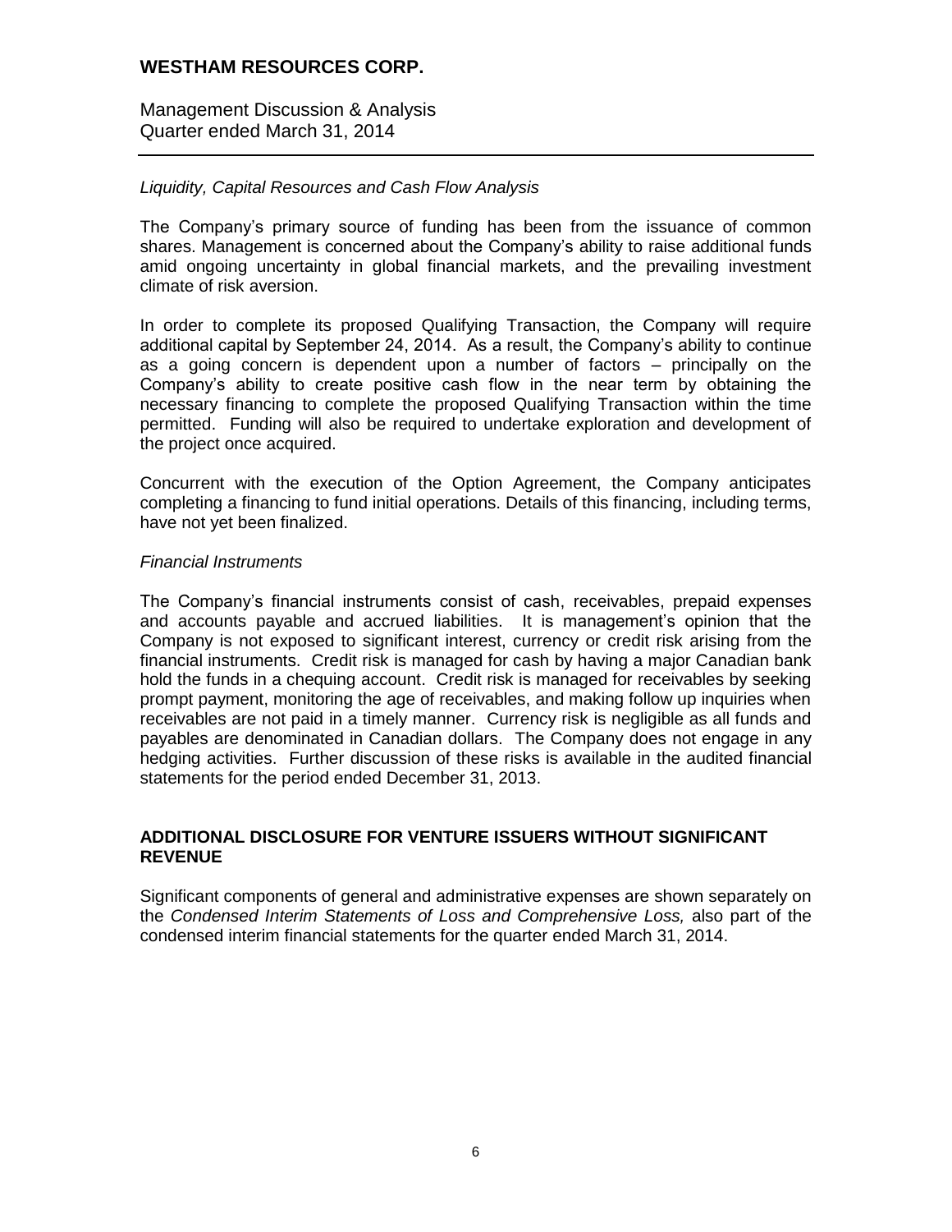*Liquidity, Capital Resources and Cash Flow Analysis*

The Company's primary source of funding has been from the issuance of common shares. Management is concerned about the Company's ability to raise additional funds amid ongoing uncertainty in global financial markets, and the prevailing investment climate of risk aversion.

In order to complete its proposed Qualifying Transaction, the Company will require additional capital by September 24, 2014. As a result, the Company's ability to continue as a going concern is dependent upon a number of factors – principally on the Company's ability to create positive cash flow in the near term by obtaining the necessary financing to complete the proposed Qualifying Transaction within the time permitted. Funding will also be required to undertake exploration and development of the project once acquired.

Concurrent with the execution of the Option Agreement, the Company anticipates completing a financing to fund initial operations. Details of this financing, including terms, have not yet been finalized.

*Financial Instruments*

The Company's financial instruments consist of cash, receivables, prepaid expenses and accounts payable and accrued liabilities. It is management's opinion that the Company is not exposed to significant interest, currency or credit risk arising from the financial instruments. Credit risk is managed for cash by having a major Canadian bank hold the funds in a chequing account. Credit risk is managed for receivables by seeking prompt payment, monitoring the age of receivables, and making follow up inquiries when receivables are not paid in a timely manner. Currency risk is negligible as all funds and payables are denominated in Canadian dollars. The Company does not engage in any hedging activities. Further discussion of these risks is available in the audited financial statements for the period ended December 31, 2013.

## ADDITIONAL DISCLOSURE FOR VENTURE ISSUERS WITHOUT SIGNIFICANT REVENUE

Significant components of general and administrative expenses are shown separately on the *Condensed Interim Statements of Loss and Comprehensive Loss,* also part of the condensed interim financial statements for the quarter ended March 31, 2014.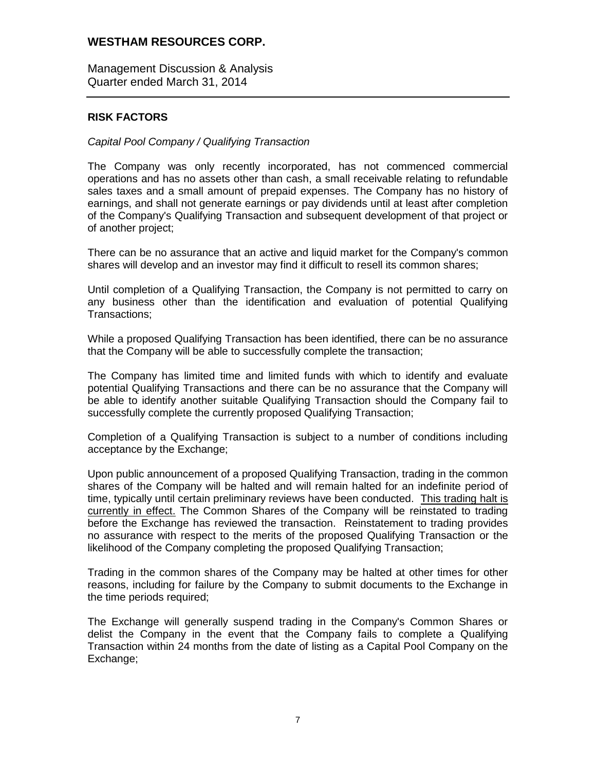## RISK FACTORS

*Capital Pool Company / Qualifying Transaction*

The Company was only recently incorporated, has not commenced commercial operations and has no assets other than cash, a small receivable relating to refundable sales taxes and a small amount of prepaid expenses. The Company has no history of earnings, and shall not generate earnings or pay dividends until at least after completion of the Company's Qualifying Transaction and subsequent development of that project or of another project;

There can be no assurance that an active and liquid market for the Company's common shares will develop and an investor may find it difficult to resell its common shares;

Until completion of a Qualifying Transaction, the Company is not permitted to carry on any business other than the identification and evaluation of potential Qualifying Transactions;

While a proposed Qualifying Transaction has been identified, there can be no assurance that the Company will be able to successfully complete the transaction;

The Company has limited time and limited funds with which to identify and evaluate potential Qualifying Transactions and there can be no assurance that the Company will be able to identify another suitable Qualifying Transaction should the Company fail to successfully complete the currently proposed Qualifying Transaction;

Completion of a Qualifying Transaction is subject to a number of conditions including acceptance by the Exchange;

Upon public announcement of a proposed Qualifying Transaction, trading in the common shares of the Company will be halted and will remain halted for an indefinite period of time, typically until certain preliminary reviews have been conducted. This trading halt is currently in effect. The Common Shares of the Company will be reinstated to trading before the Exchange has reviewed the transaction. Reinstatement to trading provides no assurance with respect to the merits of the proposed Qualifying Transaction or the likelihood of the Company completing the proposed Qualifying Transaction;

Trading in the common shares of the Company may be halted at other times for other reasons, including for failure by the Company to submit documents to the Exchange in the time periods required;

The Exchange will generally suspend trading in the Company's Common Shares or delist the Company in the event that the Company fails to complete a Qualifying Transaction within 24 months from the date of listing as a Capital Pool Company on the Exchange;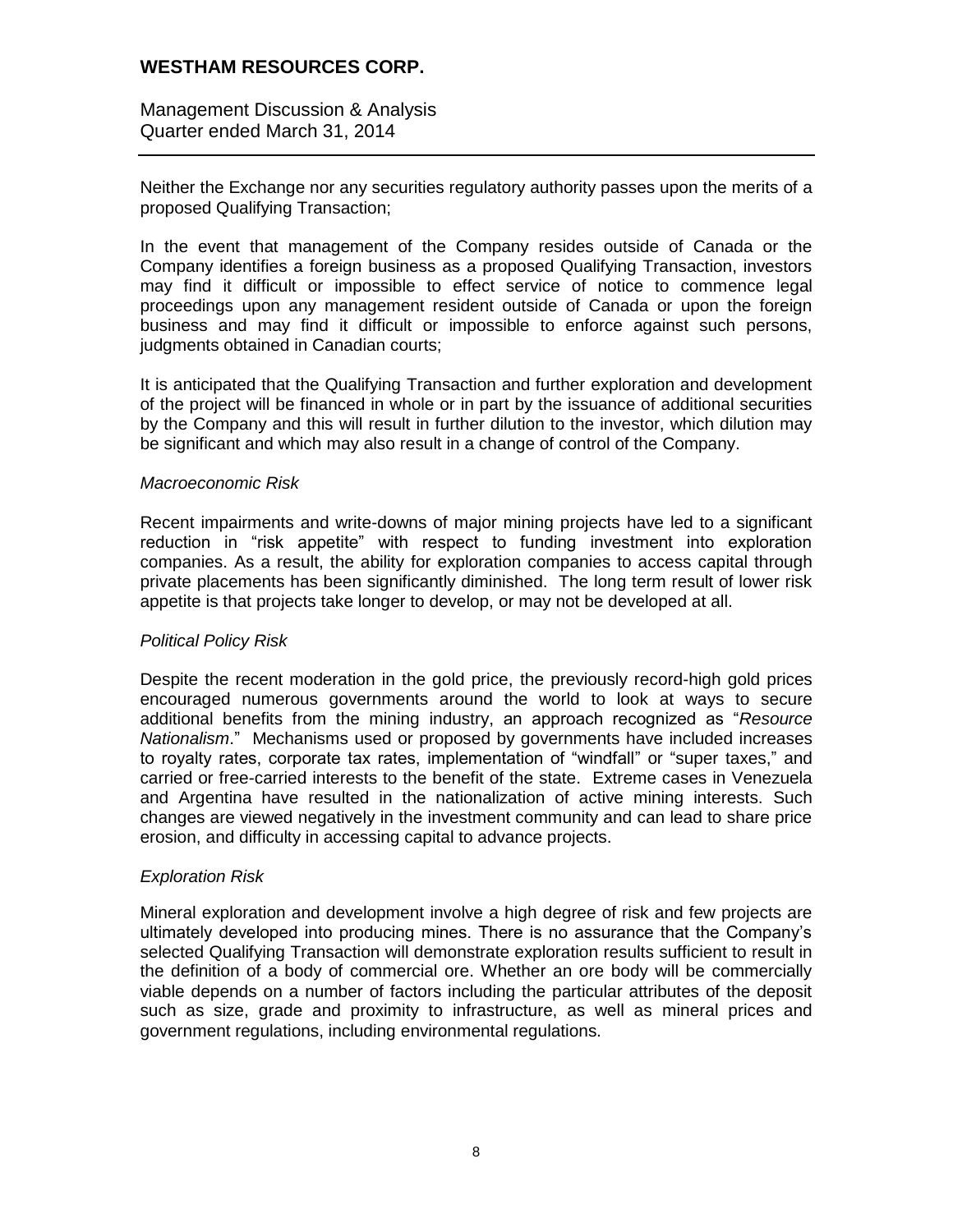Neither the Exchange nor any securities regulatory authority passes upon the merits of a proposed Qualifying Transaction;

In the event that management of the Company resides outside of Canada or the Company identifies a foreign business as a proposed Qualifying Transaction, investors may find it difficult or impossible to effect service of notice to commence legal proceedings upon any management resident outside of Canada or upon the foreign business and may find it difficult or impossible to enforce against such persons, judgments obtained in Canadian courts;

It is anticipated that the Qualifying Transaction and further exploration and development of the project will be financed in whole or in part by the issuance of additional securities by the Company and this will result in further dilution to the investor, which dilution may be significant and which may also result in a change of control of the Company.

*Macroeconomic Risk*

Recent impairments and write-downs of major mining projects have led to a significant reduction in "risk appetite" with respect to funding investment into exploration companies. As a result, the ability for exploration companies to access capital through private placements has been significantly diminished. The long term result of lower risk appetite is that projects take longer to develop, or may not be developed at all.

*Political Policy Risk*

Despite the recent moderation in the gold price, the previously record-high gold prices encouraged numerous governments around the world to look at ways to secure additional benefits from the mining industry, an approach recognized as "*Resource Nationalism*." Mechanisms used or proposed by governments have included increases to royalty rates, corporate tax rates, implementation of "windfall" or "super taxes," and carried or free-carried interests to the benefit of the state. Extreme cases in Venezuela and Argentina have resulted in the nationalization of active mining interests. Such changes are viewed negatively in the investment community and can lead to share price erosion, and difficulty in accessing capital to advance projects.

*Exploration Risk*

Mineral exploration and development involve a high degree of risk and few projects are ultimately developed into producing mines. There is no assurance that the Company's selected Qualifying Transaction will demonstrate exploration results sufficient to result in the definition of a body of commercial ore. Whether an ore body will be commercially viable depends on a number of factors including the particular attributes of the deposit such as size, grade and proximity to infrastructure, as well as mineral prices and government regulations, including environmental regulations.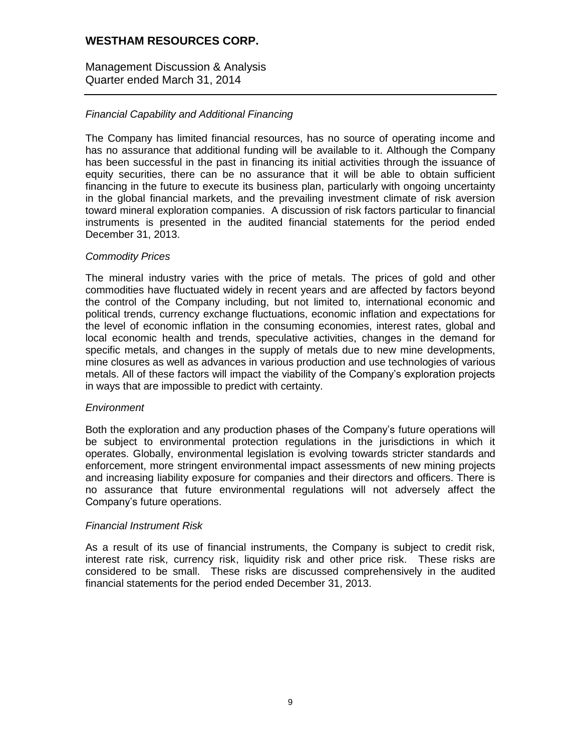*Financial Capability and Additional Financing*

The Company has limited financial resources, has no source of operating income and has no assurance that additional funding will be available to it. Although the Company has been successful in the past in financing its initial activities through the issuance of equity securities, there can be no assurance that it will be able to obtain sufficient financing in the future to execute its business plan, particularly with ongoing uncertainty in the global financial markets, and the prevailing investment climate of risk aversion toward mineral exploration companies. A discussion of risk factors particular to financial instruments is presented in the audited financial statements for the period ended December 31, 2013.

*Commodity Prices*

The mineral industry varies with the price of metals. The prices of gold and other commodities have fluctuated widely in recent years and are affected by factors beyond the control of the Company including, but not limited to, international economic and political trends, currency exchange fluctuations, economic inflation and expectations for the level of economic inflation in the consuming economies, interest rates, global and local economic health and trends, speculative activities, changes in the demand for specific metals, and changes in the supply of metals due to new mine developments, mine closures as well as advances in various production and use technologies of various metals. All of these factors will impact the viability of the Company's exploration projects in ways that are impossible to predict with certainty.

*Environment*

Both the exploration and any production phases of the Company's future operations will be subject to environmental protection regulations in the jurisdictions in which it operates. Globally, environmental legislation is evolving towards stricter standards and enforcement, more stringent environmental impact assessments of new mining projects and increasing liability exposure for companies and their directors and officers. There is no assurance that future environmental regulations will not adversely affect the Company's future operations.

*Financial Instrument Risk*

As a result of its use of financial instruments, the Company is subject to credit risk, interest rate risk, currency risk, liquidity risk and other price risk. These risks are considered to be small. These risks are discussed comprehensively in the audited financial statements for the period ended December 31, 2013.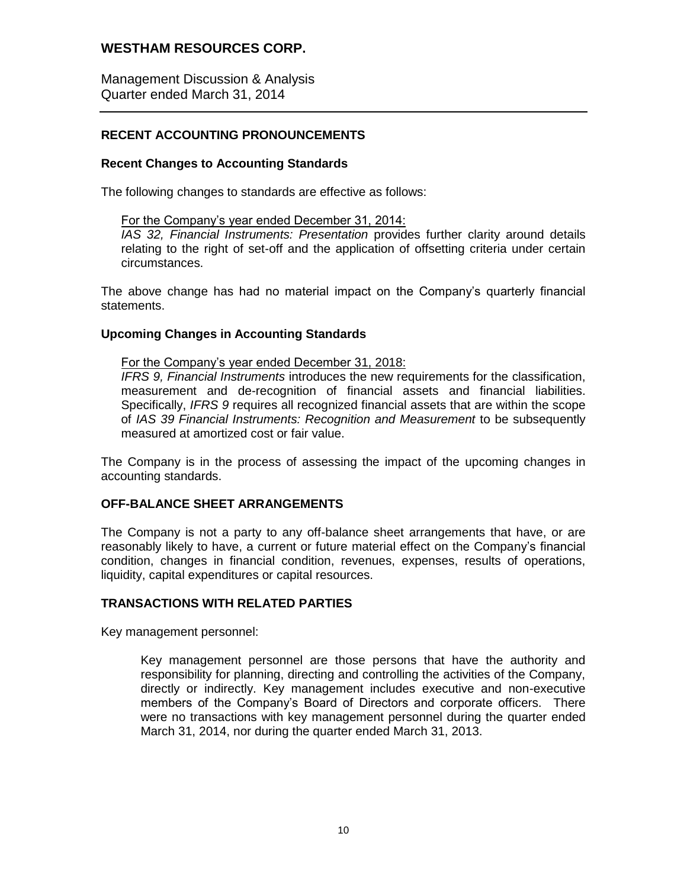## RECENT ACCOUNTING PRONOUNCEMENTS

### Recent Changes to Accounting Standards

The following changes to standards are effective as follows:

For the Company's year ended December 31, 2014:
*IAS 32, Financial Instruments: Presentation* provides further clarity around details relating to the right of set-off and the application of offsetting criteria under certain circumstances.

The above change has had no material impact on the Company's quarterly financial statements.

### Upcoming Changes in Accounting Standards

For the Company's year ended December 31, 2018:
*IFRS 9, Financial Instruments* introduces the new requirements for the classification, measurement and de-recognition of financial assets and financial liabilities. Specifically, *IFRS 9* requires all recognized financial assets that are within the scope of *IAS 39 Financial Instruments: Recognition and Measurement* to be subsequently measured at amortized cost or fair value.

The Company is in the process of assessing the impact of the upcoming changes in accounting standards.

## OFF-BALANCE SHEET ARRANGEMENTS

The Company is not a party to any off-balance sheet arrangements that have, or are reasonably likely to have, a current or future material effect on the Company's financial condition, changes in financial condition, revenues, expenses, results of operations, liquidity, capital expenditures or capital resources.

## TRANSACTIONS WITH RELATED PARTIES

Key management personnel:

Key management personnel are those persons that have the authority and responsibility for planning, directing and controlling the activities of the Company, directly or indirectly. Key management includes executive and non-executive members of the Company's Board of Directors and corporate officers. There were no transactions with key management personnel during the quarter ended March 31, 2014, nor during the quarter ended March 31, 2013.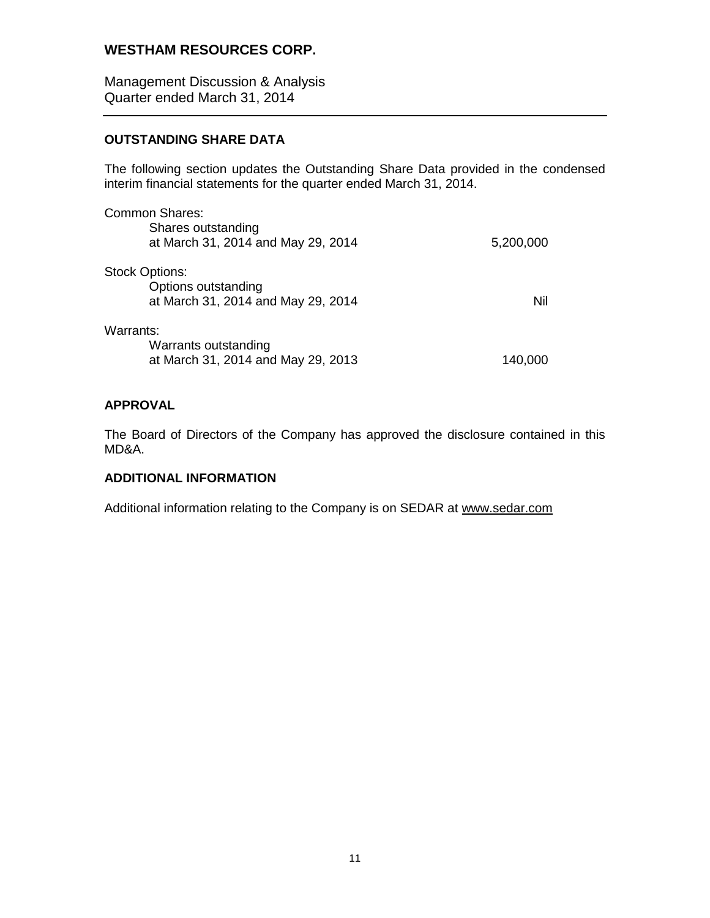# WESTHAM RESOURCES CORP.

Management Discussion & Analysis
Quarter ended March 31, 2014

## OUTSTANDING SHARE DATA

The following section updates the Outstanding Share Data provided in the condensed interim financial statements for the quarter ended March 31, 2014.

| | |
|---|---|
| Common Shares: | |
| Shares outstanding at March 31, 2014 and May 29, 2014 | 5,200,000 |
| Stock Options: | |
| Options outstanding at March 31, 2014 and May 29, 2014 | Nil |
| Warrants: | |
| Warrants outstanding at March 31, 2014 and May 29, 2013 | 140,000 |

## APPROVAL

The Board of Directors of the Company has approved the disclosure contained in this MD&A.

## ADDITIONAL INFORMATION

Additional information relating to the Company is on SEDAR at www.sedar.com